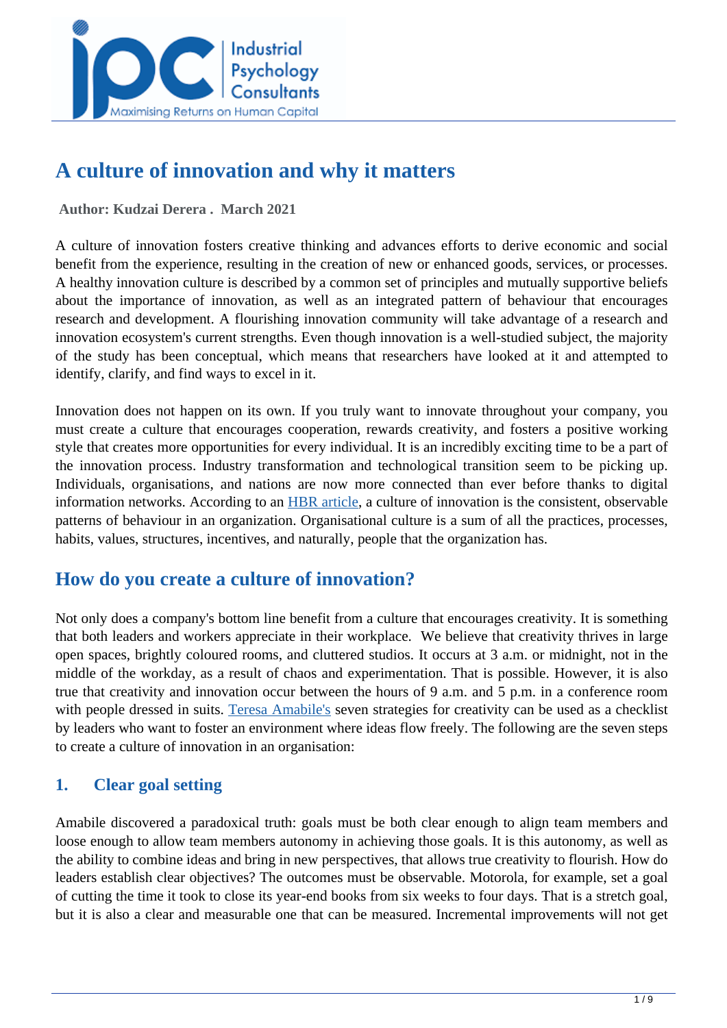# A culture of innovation and why it matters

**Author: Kudzai Derera . March 2021**

A culture of innovation fosters creative thinking and advances efforts to derive economic and social benefit from the experience, resulting in the creation of new or enhanced goods, services, or processes. A healthy innovation culture is described by a common set of principles and mutually supportive beliefs about the importance of innovation, as well as an integrated pattern of behaviour that encourages research and development. A flourishing innovation community will take advantage of a research and innovation ecosystem's current strengths. Even though innovation is a well-studied subject, the majority of the study has been conceptual, which means that researchers have looked at it and attempted to identify, clarify, and find ways to excel in it.

Innovation does not happen on its own. If you truly want to innovate throughout your company, you must create a culture that encourages cooperation, rewards creativity, and fosters a positive working style that creates more opportunities for every individual. It is an incredibly exciting time to be a part of the innovation process. Industry transformation and technological transition seem to be picking up. Individuals, organisations, and nations are now more connected than ever before thanks to digital information networks. According to an HBR article, a culture of innovation is the consistent, observable patterns of behaviour in an organization. Organisational culture is a sum of all the practices, processes, habits, values, structures, incentives, and naturally, people that the organization has.

## How do you create a culture of innovation?

Not only does a company's bottom line benefit from a culture that encourages creativity. It is something that both leaders and workers appreciate in their workplace. We believe that creativity thrives in large open spaces, brightly coloured rooms, and cluttered studios. It occurs at 3 a.m. or midnight, not in the middle of the workday, as a result of chaos and experimentation. That is possible. However, it is also true that creativity and innovation occur between the hours of 9 a.m. and 5 p.m. in a conference room with people dressed in suits. Teresa Amabile's seven strategies for creativity can be used as a checklist by leaders who want to foster an environment where ideas flow freely. The following are the seven steps to create a culture of innovation in an organisation:

### 1. Clear goal setting

Amabile discovered a paradoxical truth: goals must be both clear enough to align team members and loose enough to allow team members autonomy in achieving those goals. It is this autonomy, as well as the ability to combine ideas and bring in new perspectives, that allows true creativity to flourish. How do leaders establish clear objectives? The outcomes must be observable. Motorola, for example, set a goal of cutting the time it took to close its year-end books from six weeks to four days. That is a stretch goal, but it is also a clear and measurable one that can be measured. Incremental improvements will not get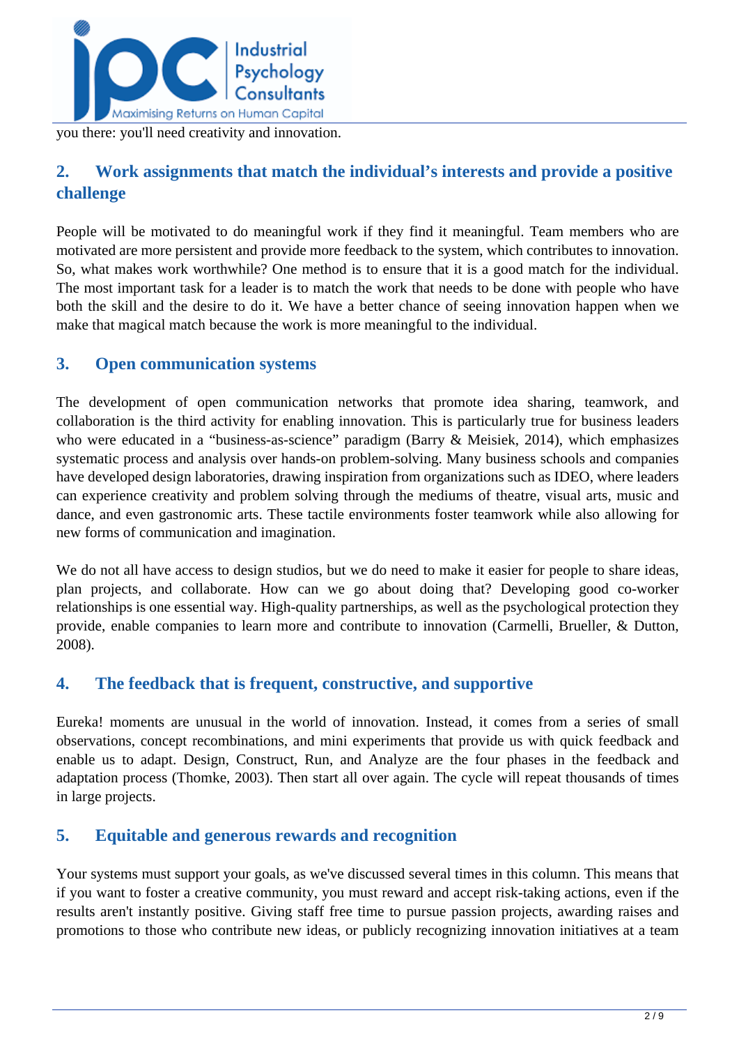you there: you'll need creativity and innovation.

## 2. Work assignments that match the individual's interests and provide a positive challenge

People will be motivated to do meaningful work if they find it meaningful. Team members who are motivated are more persistent and provide more feedback to the system, which contributes to innovation. So, what makes work worthwhile? One method is to ensure that it is a good match for the individual. The most important task for a leader is to match the work that needs to be done with people who have both the skill and the desire to do it. We have a better chance of seeing innovation happen when we make that magical match because the work is more meaningful to the individual.

## 3. Open communication systems

The development of open communication networks that promote idea sharing, teamwork, and collaboration is the third activity for enabling innovation. This is particularly true for business leaders who were educated in a "business-as-science" paradigm (Barry & Meisiek, 2014), which emphasizes systematic process and analysis over hands-on problem-solving. Many business schools and companies have developed design laboratories, drawing inspiration from organizations such as IDEO, where leaders can experience creativity and problem solving through the mediums of theatre, visual arts, music and dance, and even gastronomic arts. These tactile environments foster teamwork while also allowing for new forms of communication and imagination.

We do not all have access to design studios, but we do need to make it easier for people to share ideas, plan projects, and collaborate. How can we go about doing that? Developing good co-worker relationships is one essential way. High-quality partnerships, as well as the psychological protection they provide, enable companies to learn more and contribute to innovation (Carmelli, Brueller, & Dutton, 2008).

## 4. The feedback that is frequent, constructive, and supportive

Eureka! moments are unusual in the world of innovation. Instead, it comes from a series of small observations, concept recombinations, and mini experiments that provide us with quick feedback and enable us to adapt. Design, Construct, Run, and Analyze are the four phases in the feedback and adaptation process (Thomke, 2003). Then start all over again. The cycle will repeat thousands of times in large projects.

## 5. Equitable and generous rewards and recognition

Your systems must support your goals, as we've discussed several times in this column. This means that if you want to foster a creative community, you must reward and accept risk-taking actions, even if the results aren't instantly positive. Giving staff free time to pursue passion projects, awarding raises and promotions to those who contribute new ideas, or publicly recognizing innovation initiatives at a team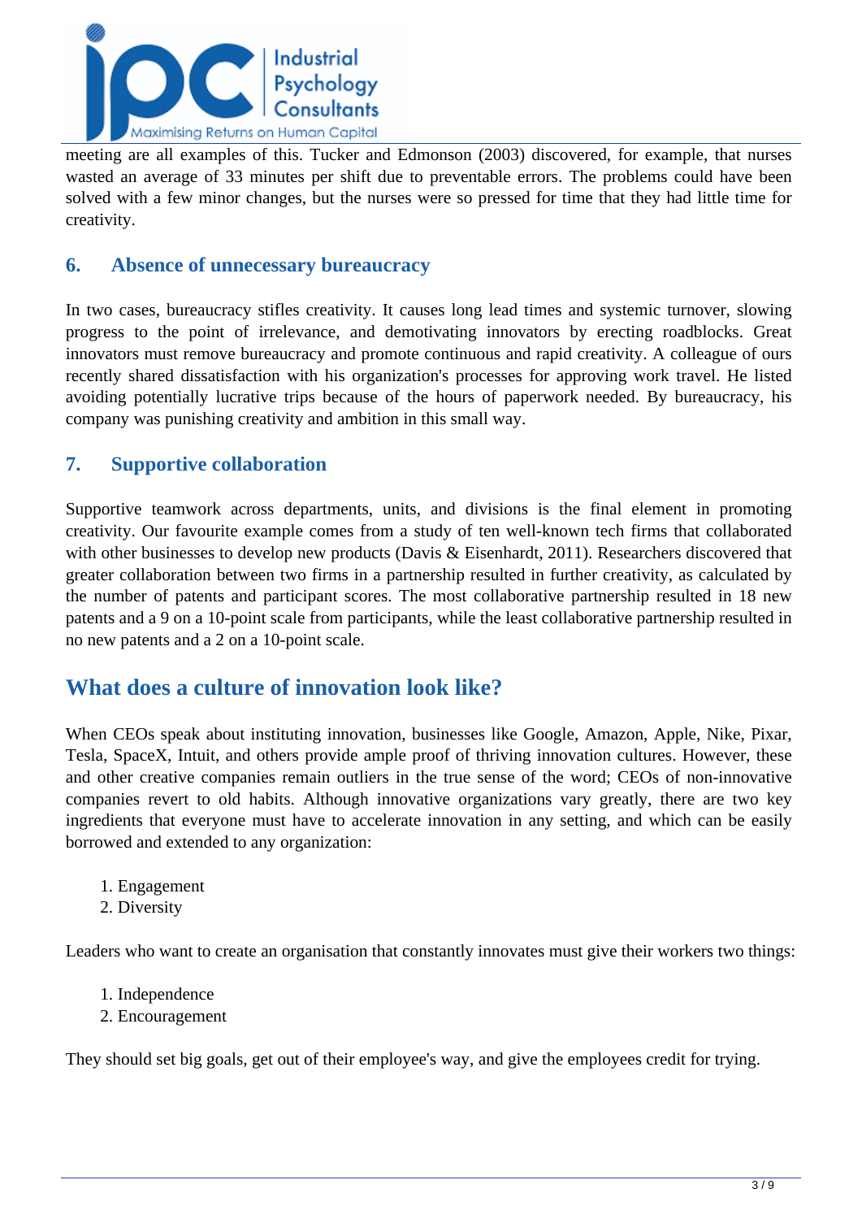meeting are all examples of this. Tucker and Edmonson (2003) discovered, for example, that nurses wasted an average of 33 minutes per shift due to preventable errors. The problems could have been solved with a few minor changes, but the nurses were so pressed for time that they had little time for creativity.

### 6. Absence of unnecessary bureaucracy

In two cases, bureaucracy stifles creativity. It causes long lead times and systemic turnover, slowing progress to the point of irrelevance, and demotivating innovators by erecting roadblocks. Great innovators must remove bureaucracy and promote continuous and rapid creativity. A colleague of ours recently shared dissatisfaction with his organization's processes for approving work travel. He listed avoiding potentially lucrative trips because of the hours of paperwork needed. By bureaucracy, his company was punishing creativity and ambition in this small way.

### 7. Supportive collaboration

Supportive teamwork across departments, units, and divisions is the final element in promoting creativity. Our favourite example comes from a study of ten well-known tech firms that collaborated with other businesses to develop new products (Davis & Eisenhardt, 2011). Researchers discovered that greater collaboration between two firms in a partnership resulted in further creativity, as calculated by the number of patents and participant scores. The most collaborative partnership resulted in 18 new patents and a 9 on a 10-point scale from participants, while the least collaborative partnership resulted in no new patents and a 2 on a 10-point scale.

## What does a culture of innovation look like?

When CEOs speak about instituting innovation, businesses like Google, Amazon, Apple, Nike, Pixar, Tesla, SpaceX, Intuit, and others provide ample proof of thriving innovation cultures. However, these and other creative companies remain outliers in the true sense of the word; CEOs of non-innovative companies revert to old habits. Although innovative organizations vary greatly, there are two key ingredients that everyone must have to accelerate innovation in any setting, and which can be easily borrowed and extended to any organization:

1. Engagement
2. Diversity

Leaders who want to create an organisation that constantly innovates must give their workers two things:

1. Independence
2. Encouragement

They should set big goals, get out of their employee's way, and give the employees credit for trying.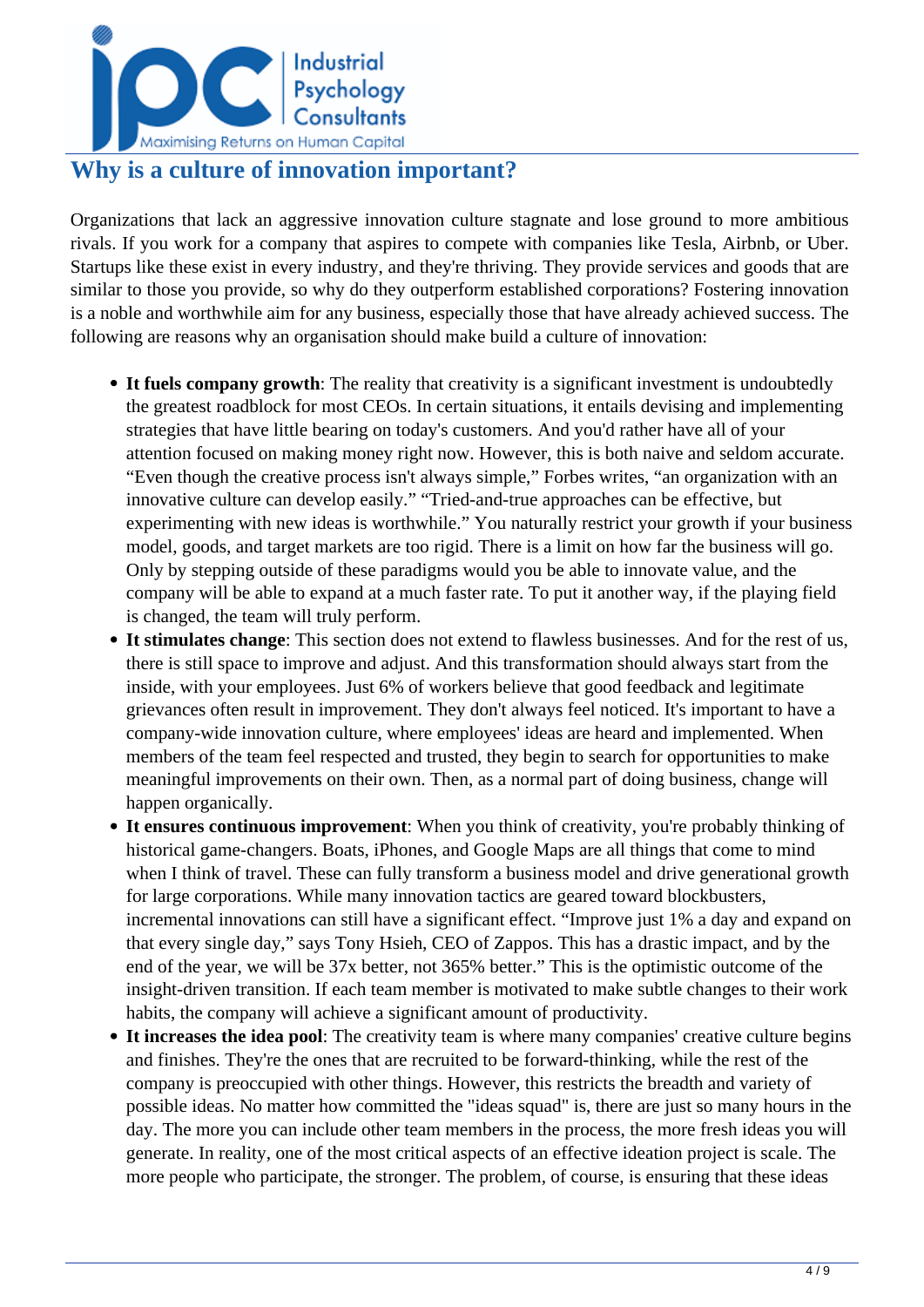## Why is a culture of innovation important?

Organizations that lack an aggressive innovation culture stagnate and lose ground to more ambitious rivals. If you work for a company that aspires to compete with companies like Tesla, Airbnb, or Uber. Startups like these exist in every industry, and they're thriving. They provide services and goods that are similar to those you provide, so why do they outperform established corporations? Fostering innovation is a noble and worthwhile aim for any business, especially those that have already achieved success. The following are reasons why an organisation should make build a culture of innovation:

- **It fuels company growth**: The reality that creativity is a significant investment is undoubtedly the greatest roadblock for most CEOs. In certain situations, it entails devising and implementing strategies that have little bearing on today's customers. And you'd rather have all of your attention focused on making money right now. However, this is both naive and seldom accurate. "Even though the creative process isn't always simple," Forbes writes, "an organization with an innovative culture can develop easily." "Tried-and-true approaches can be effective, but experimenting with new ideas is worthwhile." You naturally restrict your growth if your business model, goods, and target markets are too rigid. There is a limit on how far the business will go. Only by stepping outside of these paradigms would you be able to innovate value, and the company will be able to expand at a much faster rate. To put it another way, if the playing field is changed, the team will truly perform.
- **It stimulates change**: This section does not extend to flawless businesses. And for the rest of us, there is still space to improve and adjust. And this transformation should always start from the inside, with your employees. Just 6% of workers believe that good feedback and legitimate grievances often result in improvement. They don't always feel noticed. It's important to have a company-wide innovation culture, where employees' ideas are heard and implemented. When members of the team feel respected and trusted, they begin to search for opportunities to make meaningful improvements on their own. Then, as a normal part of doing business, change will happen organically.
- **It ensures continuous improvement**: When you think of creativity, you're probably thinking of historical game-changers. Boats, iPhones, and Google Maps are all things that come to mind when I think of travel. These can fully transform a business model and drive generational growth for large corporations. While many innovation tactics are geared toward blockbusters, incremental innovations can still have a significant effect. "Improve just 1% a day and expand on that every single day," says Tony Hsieh, CEO of Zappos. This has a drastic impact, and by the end of the year, we will be 37x better, not 365% better." This is the optimistic outcome of the insight-driven transition. If each team member is motivated to make subtle changes to their work habits, the company will achieve a significant amount of productivity.
- **It increases the idea pool**: The creativity team is where many companies' creative culture begins and finishes. They're the ones that are recruited to be forward-thinking, while the rest of the company is preoccupied with other things. However, this restricts the breadth and variety of possible ideas. No matter how committed the "ideas squad" is, there are just so many hours in the day. The more you can include other team members in the process, the more fresh ideas you will generate. In reality, one of the most critical aspects of an effective ideation project is scale. The more people who participate, the stronger. The problem, of course, is ensuring that these ideas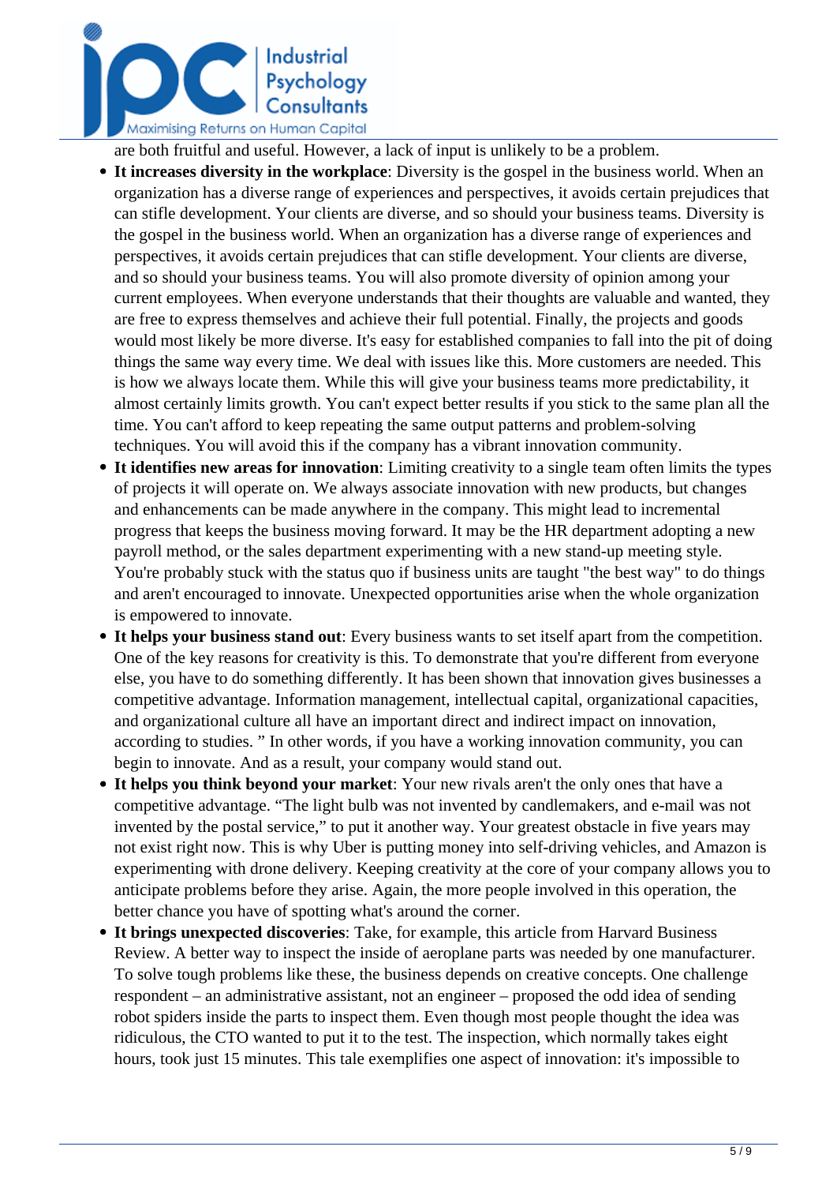are both fruitful and useful. However, a lack of input is unlikely to be a problem.

- **It increases diversity in the workplace**: Diversity is the gospel in the business world. When an organization has a diverse range of experiences and perspectives, it avoids certain prejudices that can stifle development. Your clients are diverse, and so should your business teams. Diversity is the gospel in the business world. When an organization has a diverse range of experiences and perspectives, it avoids certain prejudices that can stifle development. Your clients are diverse, and so should your business teams. You will also promote diversity of opinion among your current employees. When everyone understands that their thoughts are valuable and wanted, they are free to express themselves and achieve their full potential. Finally, the projects and goods would most likely be more diverse. It's easy for established companies to fall into the pit of doing things the same way every time. We deal with issues like this. More customers are needed. This is how we always locate them. While this will give your business teams more predictability, it almost certainly limits growth. You can't expect better results if you stick to the same plan all the time. You can't afford to keep repeating the same output patterns and problem-solving techniques. You will avoid this if the company has a vibrant innovation community.
- **It identifies new areas for innovation**: Limiting creativity to a single team often limits the types of projects it will operate on. We always associate innovation with new products, but changes and enhancements can be made anywhere in the company. This might lead to incremental progress that keeps the business moving forward. It may be the HR department adopting a new payroll method, or the sales department experimenting with a new stand-up meeting style. You're probably stuck with the status quo if business units are taught "the best way" to do things and aren't encouraged to innovate. Unexpected opportunities arise when the whole organization is empowered to innovate.
- **It helps your business stand out**: Every business wants to set itself apart from the competition. One of the key reasons for creativity is this. To demonstrate that you're different from everyone else, you have to do something differently. It has been shown that innovation gives businesses a competitive advantage. Information management, intellectual capital, organizational capacities, and organizational culture all have an important direct and indirect impact on innovation, according to studies. " In other words, if you have a working innovation community, you can begin to innovate. And as a result, your company would stand out.
- **It helps you think beyond your market**: Your new rivals aren't the only ones that have a competitive advantage. "The light bulb was not invented by candlemakers, and e-mail was not invented by the postal service," to put it another way. Your greatest obstacle in five years may not exist right now. This is why Uber is putting money into self-driving vehicles, and Amazon is experimenting with drone delivery. Keeping creativity at the core of your company allows you to anticipate problems before they arise. Again, the more people involved in this operation, the better chance you have of spotting what's around the corner.
- **It brings unexpected discoveries**: Take, for example, this article from Harvard Business Review. A better way to inspect the inside of aeroplane parts was needed by one manufacturer. To solve tough problems like these, the business depends on creative concepts. One challenge respondent – an administrative assistant, not an engineer – proposed the odd idea of sending robot spiders inside the parts to inspect them. Even though most people thought the idea was ridiculous, the CTO wanted to put it to the test. The inspection, which normally takes eight hours, took just 15 minutes. This tale exemplifies one aspect of innovation: it's impossible to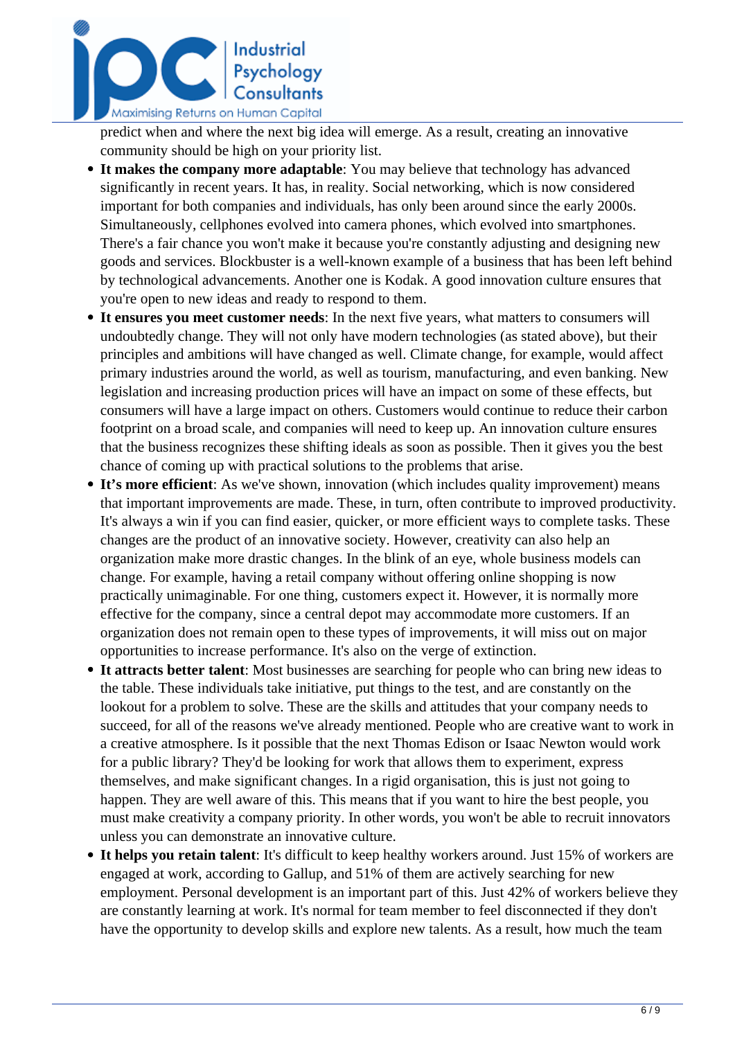predict when and where the next big idea will emerge. As a result, creating an innovative community should be high on your priority list.

- **It makes the company more adaptable**: You may believe that technology has advanced significantly in recent years. It has, in reality. Social networking, which is now considered important for both companies and individuals, has only been around since the early 2000s. Simultaneously, cellphones evolved into camera phones, which evolved into smartphones. There's a fair chance you won't make it because you're constantly adjusting and designing new goods and services. Blockbuster is a well-known example of a business that has been left behind by technological advancements. Another one is Kodak. A good innovation culture ensures that you're open to new ideas and ready to respond to them.
- **It ensures you meet customer needs**: In the next five years, what matters to consumers will undoubtedly change. They will not only have modern technologies (as stated above), but their principles and ambitions will have changed as well. Climate change, for example, would affect primary industries around the world, as well as tourism, manufacturing, and even banking. New legislation and increasing production prices will have an impact on some of these effects, but consumers will have a large impact on others. Customers would continue to reduce their carbon footprint on a broad scale, and companies will need to keep up. An innovation culture ensures that the business recognizes these shifting ideals as soon as possible. Then it gives you the best chance of coming up with practical solutions to the problems that arise.
- **It's more efficient**: As we've shown, innovation (which includes quality improvement) means that important improvements are made. These, in turn, often contribute to improved productivity. It's always a win if you can find easier, quicker, or more efficient ways to complete tasks. These changes are the product of an innovative society. However, creativity can also help an organization make more drastic changes. In the blink of an eye, whole business models can change. For example, having a retail company without offering online shopping is now practically unimaginable. For one thing, customers expect it. However, it is normally more effective for the company, since a central depot may accommodate more customers. If an organization does not remain open to these types of improvements, it will miss out on major opportunities to increase performance. It's also on the verge of extinction.
- **It attracts better talent**: Most businesses are searching for people who can bring new ideas to the table. These individuals take initiative, put things to the test, and are constantly on the lookout for a problem to solve. These are the skills and attitudes that your company needs to succeed, for all of the reasons we've already mentioned. People who are creative want to work in a creative atmosphere. Is it possible that the next Thomas Edison or Isaac Newton would work for a public library? They'd be looking for work that allows them to experiment, express themselves, and make significant changes. In a rigid organisation, this is just not going to happen. They are well aware of this. This means that if you want to hire the best people, you must make creativity a company priority. In other words, you won't be able to recruit innovators unless you can demonstrate an innovative culture.
- **It helps you retain talent**: It's difficult to keep healthy workers around. Just 15% of workers are engaged at work, according to Gallup, and 51% of them are actively searching for new employment. Personal development is an important part of this. Just 42% of workers believe they are constantly learning at work. It's normal for team member to feel disconnected if they don't have the opportunity to develop skills and explore new talents. As a result, how much the team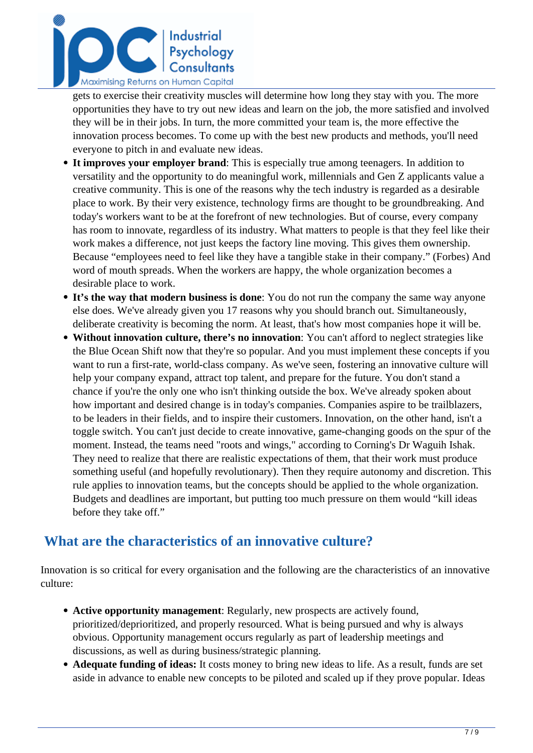gets to exercise their creativity muscles will determine how long they stay with you. The more opportunities they have to try out new ideas and learn on the job, the more satisfied and involved they will be in their jobs. In turn, the more committed your team is, the more effective the innovation process becomes. To come up with the best new products and methods, you'll need everyone to pitch in and evaluate new ideas.

- **It improves your employer brand**: This is especially true among teenagers. In addition to versatility and the opportunity to do meaningful work, millennials and Gen Z applicants value a creative community. This is one of the reasons why the tech industry is regarded as a desirable place to work. By their very existence, technology firms are thought to be groundbreaking. And today's workers want to be at the forefront of new technologies. But of course, every company has room to innovate, regardless of its industry. What matters to people is that they feel like their work makes a difference, not just keeps the factory line moving. This gives them ownership. Because "employees need to feel like they have a tangible stake in their company." (Forbes) And word of mouth spreads. When the workers are happy, the whole organization becomes a desirable place to work.
- **It's the way that modern business is done**: You do not run the company the same way anyone else does. We've already given you 17 reasons why you should branch out. Simultaneously, deliberate creativity is becoming the norm. At least, that's how most companies hope it will be.
- **Without innovation culture, there's no innovation**: You can't afford to neglect strategies like the Blue Ocean Shift now that they're so popular. And you must implement these concepts if you want to run a first-rate, world-class company. As we've seen, fostering an innovative culture will help your company expand, attract top talent, and prepare for the future. You don't stand a chance if you're the only one who isn't thinking outside the box. We've already spoken about how important and desired change is in today's companies. Companies aspire to be trailblazers, to be leaders in their fields, and to inspire their customers. Innovation, on the other hand, isn't a toggle switch. You can't just decide to create innovative, game-changing goods on the spur of the moment. Instead, the teams need "roots and wings," according to Corning's Dr Waguih Ishak. They need to realize that there are realistic expectations of them, that their work must produce something useful (and hopefully revolutionary). Then they require autonomy and discretion. This rule applies to innovation teams, but the concepts should be applied to the whole organization. Budgets and deadlines are important, but putting too much pressure on them would "kill ideas before they take off."

## What are the characteristics of an innovative culture?

Innovation is so critical for every organisation and the following are the characteristics of an innovative culture:

- **Active opportunity management**: Regularly, new prospects are actively found, prioritized/deprioritized, and properly resourced. What is being pursued and why is always obvious. Opportunity management occurs regularly as part of leadership meetings and discussions, as well as during business/strategic planning.
- **Adequate funding of ideas:** It costs money to bring new ideas to life. As a result, funds are set aside in advance to enable new concepts to be piloted and scaled up if they prove popular. Ideas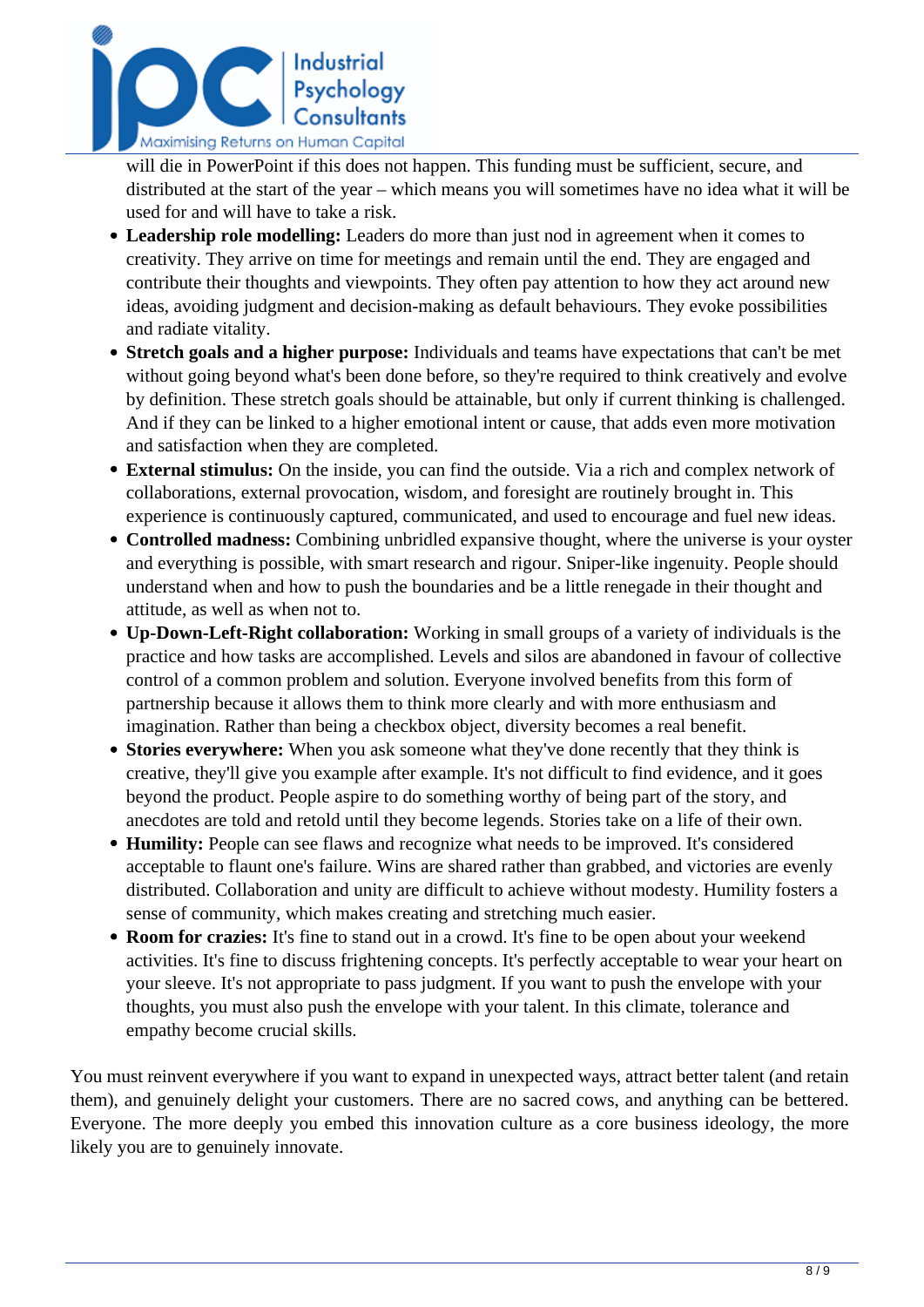will die in PowerPoint if this does not happen. This funding must be sufficient, secure, and distributed at the start of the year – which means you will sometimes have no idea what it will be used for and will have to take a risk.

- **Leadership role modelling:** Leaders do more than just nod in agreement when it comes to creativity. They arrive on time for meetings and remain until the end. They are engaged and contribute their thoughts and viewpoints. They often pay attention to how they act around new ideas, avoiding judgment and decision-making as default behaviours. They evoke possibilities and radiate vitality.
- **Stretch goals and a higher purpose:** Individuals and teams have expectations that can't be met without going beyond what's been done before, so they're required to think creatively and evolve by definition. These stretch goals should be attainable, but only if current thinking is challenged. And if they can be linked to a higher emotional intent or cause, that adds even more motivation and satisfaction when they are completed.
- **External stimulus:** On the inside, you can find the outside. Via a rich and complex network of collaborations, external provocation, wisdom, and foresight are routinely brought in. This experience is continuously captured, communicated, and used to encourage and fuel new ideas.
- **Controlled madness:** Combining unbridled expansive thought, where the universe is your oyster and everything is possible, with smart research and rigour. Sniper-like ingenuity. People should understand when and how to push the boundaries and be a little renegade in their thought and attitude, as well as when not to.
- **Up-Down-Left-Right collaboration:** Working in small groups of a variety of individuals is the practice and how tasks are accomplished. Levels and silos are abandoned in favour of collective control of a common problem and solution. Everyone involved benefits from this form of partnership because it allows them to think more clearly and with more enthusiasm and imagination. Rather than being a checkbox object, diversity becomes a real benefit.
- **Stories everywhere:** When you ask someone what they've done recently that they think is creative, they'll give you example after example. It's not difficult to find evidence, and it goes beyond the product. People aspire to do something worthy of being part of the story, and anecdotes are told and retold until they become legends. Stories take on a life of their own.
- **Humility:** People can see flaws and recognize what needs to be improved. It's considered acceptable to flaunt one's failure. Wins are shared rather than grabbed, and victories are evenly distributed. Collaboration and unity are difficult to achieve without modesty. Humility fosters a sense of community, which makes creating and stretching much easier.
- **Room for crazies:** It's fine to stand out in a crowd. It's fine to be open about your weekend activities. It's fine to discuss frightening concepts. It's perfectly acceptable to wear your heart on your sleeve. It's not appropriate to pass judgment. If you want to push the envelope with your thoughts, you must also push the envelope with your talent. In this climate, tolerance and empathy become crucial skills.

You must reinvent everywhere if you want to expand in unexpected ways, attract better talent (and retain them), and genuinely delight your customers. There are no sacred cows, and anything can be bettered. Everyone. The more deeply you embed this innovation culture as a core business ideology, the more likely you are to genuinely innovate.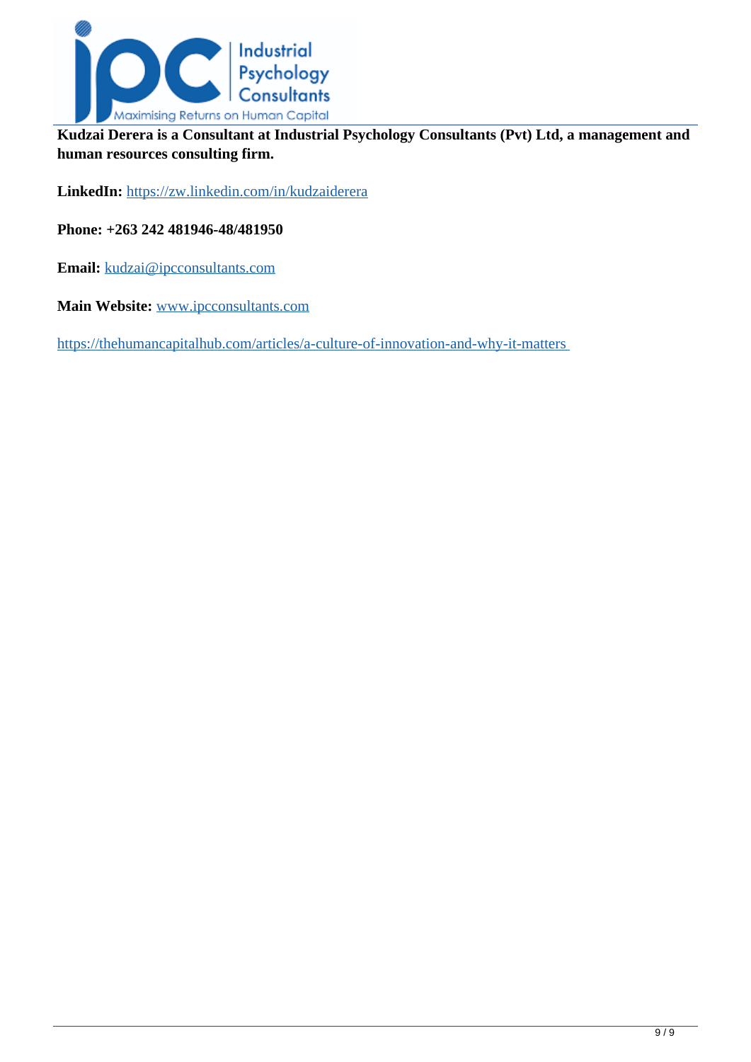**Kudzai Derera is a Consultant at Industrial Psychology Consultants (Pvt) Ltd, a management and human resources consulting firm.**

**LinkedIn:** https://zw.linkedin.com/in/kudzaiderera

**Phone: +263 242 481946-48/481950**

**Email:** kudzai@ipcconsultants.com

**Main Website:** www.ipcconsultants.com

https://thehumancapitalhub.com/articles/a-culture-of-innovation-and-why-it-matters